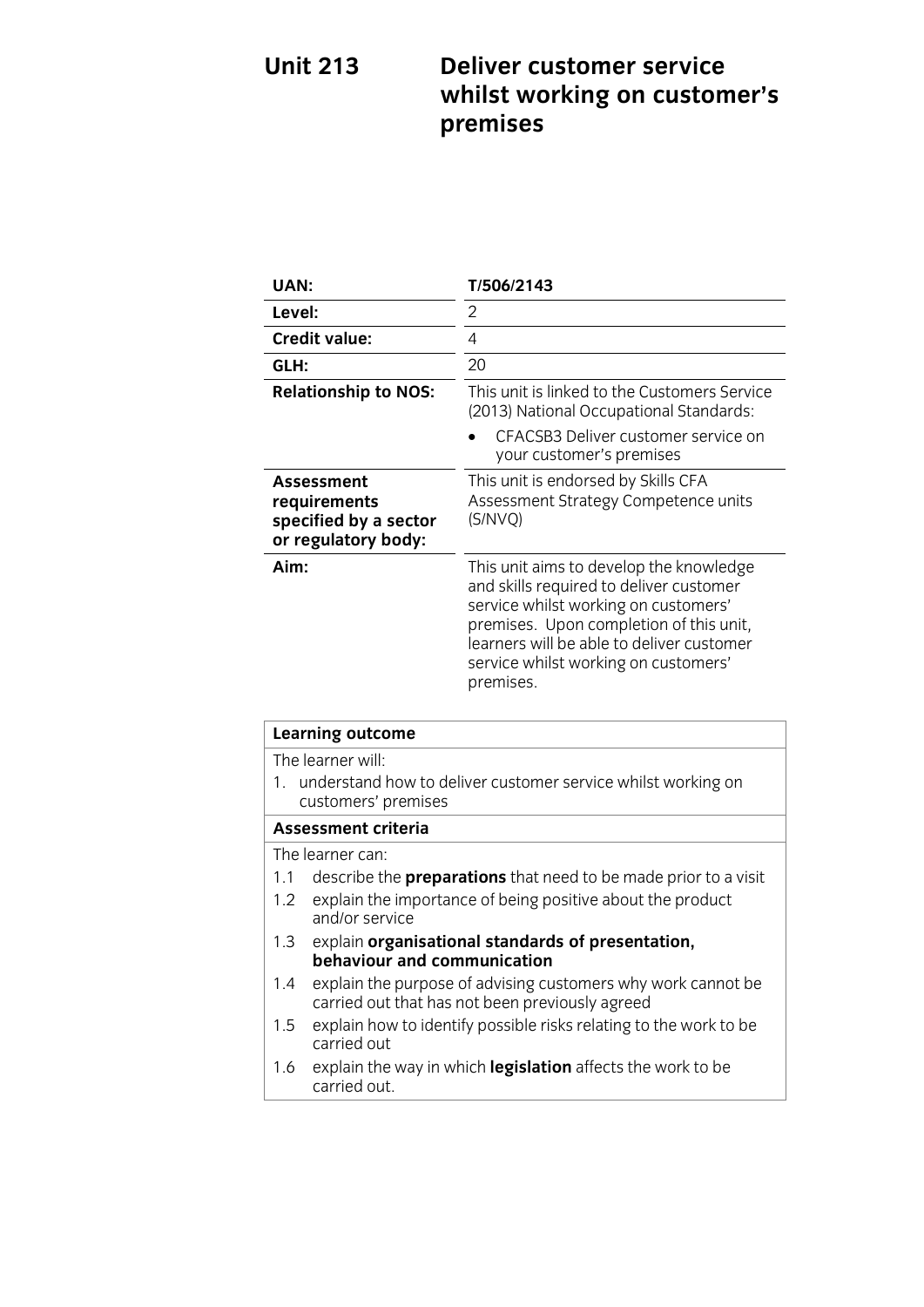# Unit 213 Deliver customer service whilst working on customer's premises

| | |
|---|---|
| **UAN:** | **T/506/2143** |
| **Level:** | 2 |
| **Credit value:** | 4 |
| **GLH:** | 20 |
| **Relationship to NOS:** | This unit is linked to the Customers Service (2013) National Occupational Standards:<br>• CFACSB3 Deliver customer service on your customer's premises |
| **Assessment requirements specified by a sector or regulatory body:** | This unit is endorsed by Skills CFA Assessment Strategy Competence units (S/NVQ) |
| **Aim:** | This unit aims to develop the knowledge and skills required to deliver customer service whilst working on customers' premises. Upon completion of this unit, learners will be able to deliver customer service whilst working on customers' premises. |

| **Learning outcome** |
|---|
| The learner will:<br>1. understand how to deliver customer service whilst working on customers' premises |
| **Assessment criteria** |
| The learner can:<br>1.1 describe the **preparations** that need to be made prior to a visit<br>1.2 explain the importance of being positive about the product and/or service<br>1.3 explain **organisational standards of presentation, behaviour and communication**<br>1.4 explain the purpose of advising customers why work cannot be carried out that has not been previously agreed<br>1.5 explain how to identify possible risks relating to the work to be carried out<br>1.6 explain the way in which **legislation** affects the work to be carried out. |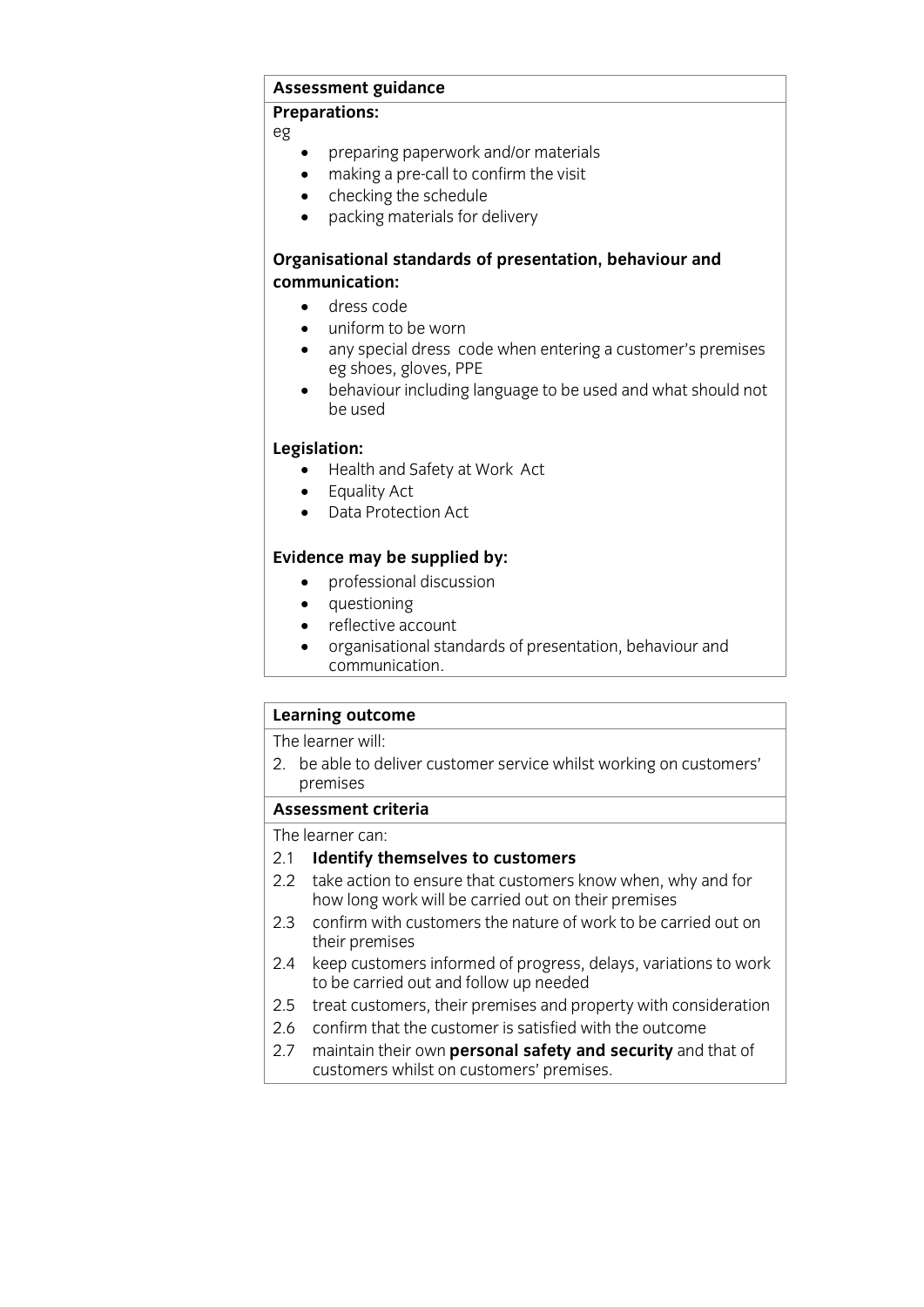**Assessment guidance**

**Preparations:**

eg

- preparing paperwork and/or materials
- making a pre-call to confirm the visit
- checking the schedule
- packing materials for delivery

**Organisational standards of presentation, behaviour and communication:**

- dress code
- uniform to be worn
- any special dress code when entering a customer's premises eg shoes, gloves, PPE
- behaviour including language to be used and what should not be used

**Legislation:**

- Health and Safety at Work Act
- Equality Act
- Data Protection Act

**Evidence may be supplied by:**

- professional discussion
- questioning
- reflective account
- organisational standards of presentation, behaviour and communication.

**Learning outcome**

The learner will:

2. be able to deliver customer service whilst working on customers' premises

**Assessment criteria**

The learner can:

2.1 **Identify themselves to customers**

2.2 take action to ensure that customers know when, why and for how long work will be carried out on their premises

2.3 confirm with customers the nature of work to be carried out on their premises

2.4 keep customers informed of progress, delays, variations to work to be carried out and follow up needed

2.5 treat customers, their premises and property with consideration

2.6 confirm that the customer is satisfied with the outcome

2.7 maintain their own **personal safety and security** and that of customers whilst on customers' premises.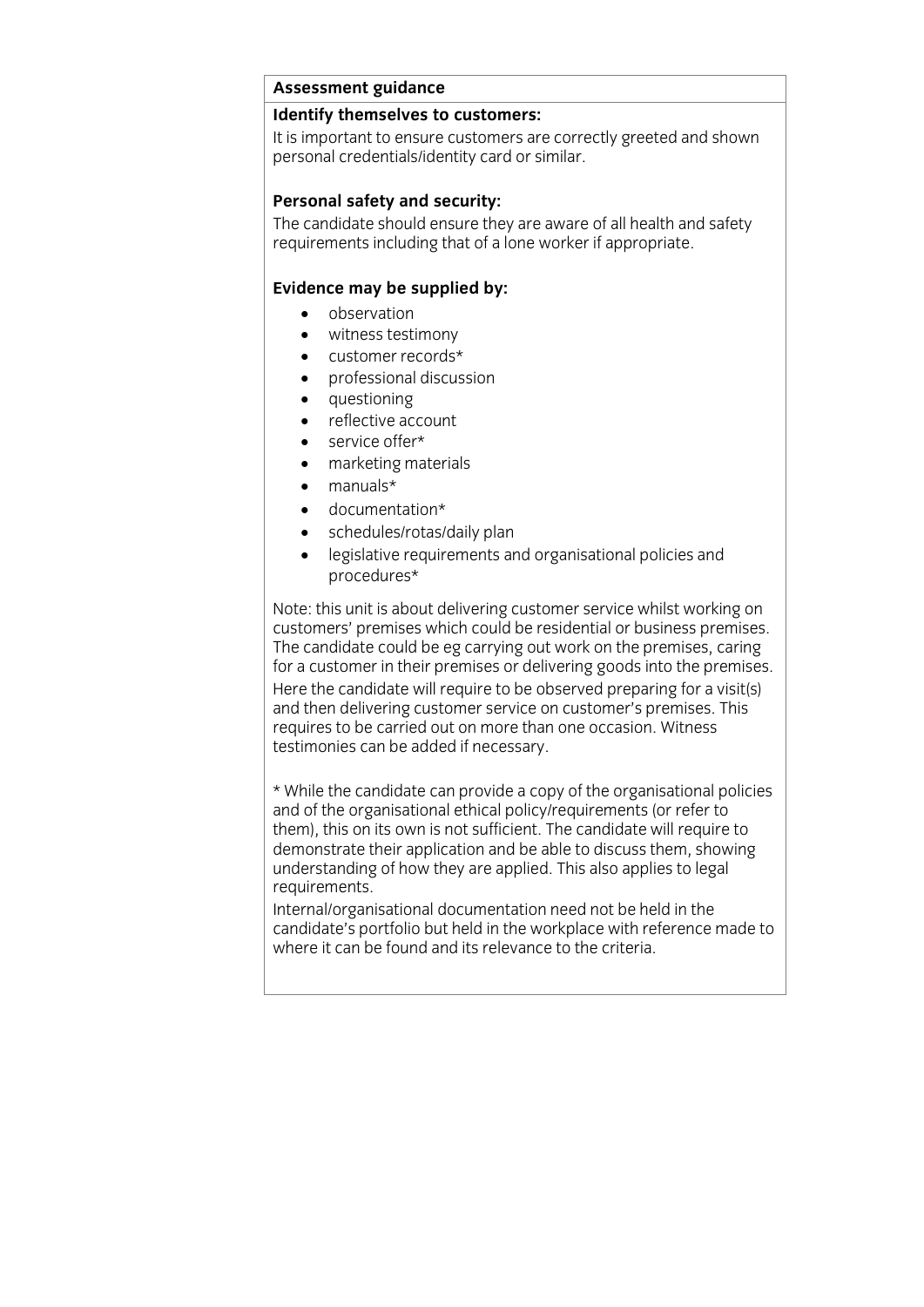**Assessment guidance**

**Identify themselves to customers:**

It is important to ensure customers are correctly greeted and shown personal credentials/identity card or similar.

**Personal safety and security:**

The candidate should ensure they are aware of all health and safety requirements including that of a lone worker if appropriate.

**Evidence may be supplied by:**

- observation
- witness testimony
- customer records*
- professional discussion
- questioning
- reflective account
- service offer*
- marketing materials
- manuals*
- documentation*
- schedules/rotas/daily plan
- legislative requirements and organisational policies and procedures*

Note: this unit is about delivering customer service whilst working on customers' premises which could be residential or business premises. The candidate could be eg carrying out work on the premises, caring for a customer in their premises or delivering goods into the premises. Here the candidate will require to be observed preparing for a visit(s) and then delivering customer service on customer's premises. This requires to be carried out on more than one occasion. Witness testimonies can be added if necessary.

* While the candidate can provide a copy of the organisational policies and of the organisational ethical policy/requirements (or refer to them), this on its own is not sufficient. The candidate will require to demonstrate their application and be able to discuss them, showing understanding of how they are applied. This also applies to legal requirements.

Internal/organisational documentation need not be held in the candidate's portfolio but held in the workplace with reference made to where it can be found and its relevance to the criteria.